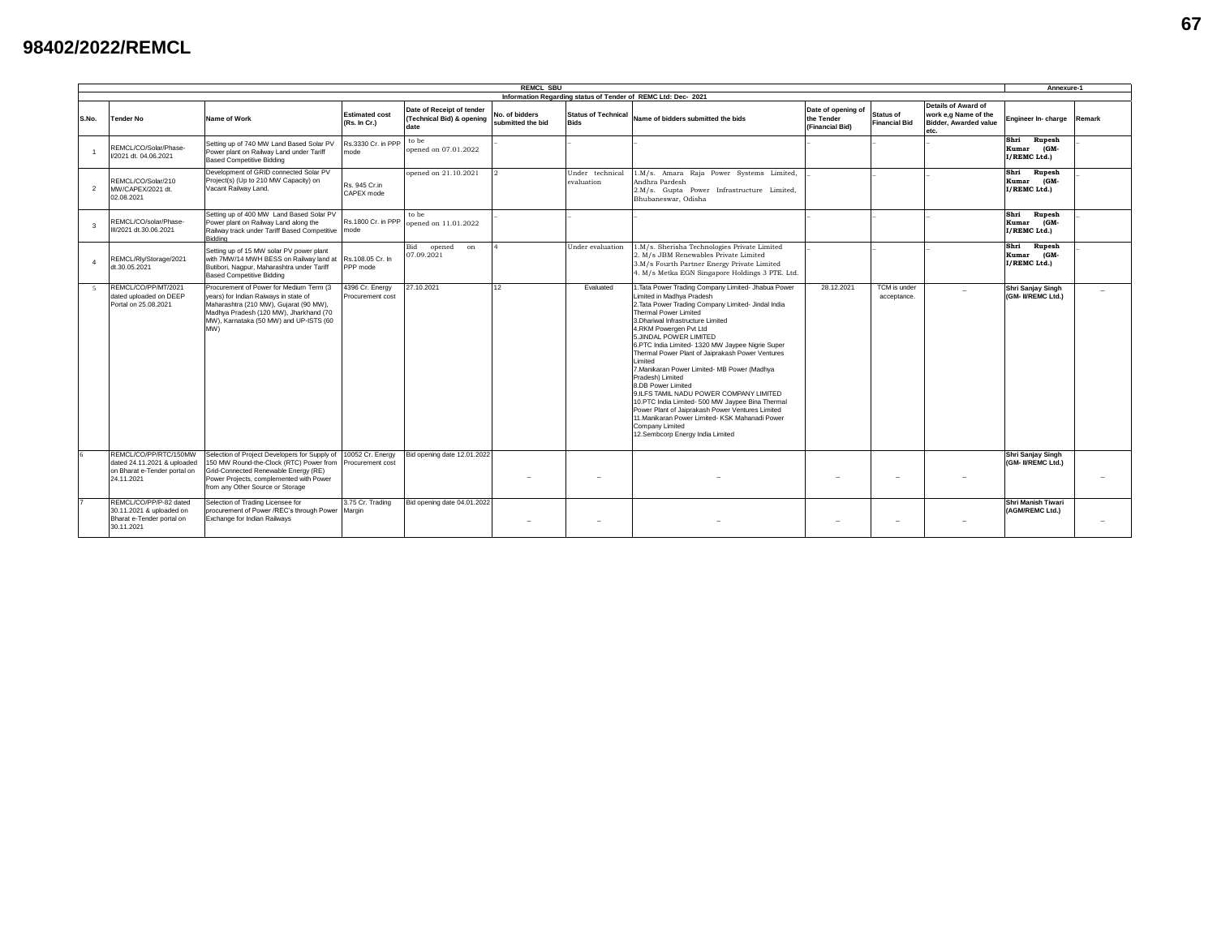# 98402/2022/REMCL

| REMCL SBU | | | | | | | | | | | Annexure-1 | |
|---|---|---|---|---|---|---|---|---|---|---|---|---|
| Information Regarding status of Tender of REMC Ltd: Dec- 2021 | | | | | | | | | | | | |
| S.No. | Tender No | Name of Work | Estimated cost (Rs. In Cr.) | Date of Receipt of tender (Technical Bid) & opening date | No. of bidders submitted the bid | Status of Technical Bids | Name of bidders submitted the bids | Date of opening of the Tender (Financial Bid) | Status of Financial Bid | Details of Award of work e,g Name of the Bidder, Awarded value etc. | Engineer In- charge | Remark |
| 1 | REMCL/CO/Solar/Phase-I/2021 dt. 04.06.2021 | Setting up of 740 MW Land Based Solar PV Power plant on Railway Land under Tariff Based Competitive Bidding | Rs.3330 Cr. in PPP mode | to be opened on 07.01.2022 | _ | _ | _ | _ | _ | _ | Shri Rupesh Kumar (GM-I/REMC Ltd.) | _ |
| 2 | REMCL/CO/Solar/210 MW/CAPEX/2021 dt. 02.08.2021 | Development of GRID connected Solar PV Project(s) (Up to 210 MW Capacity) on Vacant Railway Land. | Rs. 945 Cr.in CAPEX mode | opened on 21.10.2021 | 2 | Under technical evaluation | 1.M/s. Amara Raja Power Systems Limited, Andhra Pardesh<br>2.M/s. Gupta Power Infrastructure Limited, Bhubaneswar, Odisha | _ | _ | _ | Shri Rupesh Kumar (GM-I/REMC Ltd.) | _ |
| 3 | REMCL/CO/solar/Phase-III/2021 dt.30.06.2021 | Setting up of 400 MW Land Based Solar PV Power plant on Railway Land along the Railway track under Tariff Based Competitive Bidding | Rs.1800 Cr. in PPP mode | to be opened on 11.01.2022 | _ | _ | _ | _ | _ | _ | Shri Rupesh Kumar (GM-I/REMC Ltd.) | _ |
| 4 | REMCL/Rly/Storage/2021 dt.30.05.2021 | Setting up of 15 MW solar PV power plant with 7MW/14 MWH BESS on Railway land at Butibori, Nagpur, Maharashtra under Tariff Based Competitive Bidding | Rs.108.05 Cr. In PPP mode | Bid opened on 07.09.2021 | 4 | Under evaluation | 1.M/s. Sherisha Technologies Private Limited<br>2. M/s JBM Renewables Private Limited<br>3.M/s Fourth Partner Energy Private Limited<br>4. M/s Metka EGN Singapore Holdings 3 PTE. Ltd. | _ | _ | _ | Shri Rupesh Kumar (GM-I/REMC Ltd.) | _ |
| 5 | REMCL/CO/PP/MT/2021 dated uploaded on DEEP Portal on 25.08.2021 | Procurement of Power for Medium Term (3 years) for Indian Raiways in state of Maharashtra (210 MW), Gujarat (90 MW), Madhya Pradesh (120 MW), Jharkhand (70 MW), Karnataka (50 MW) and UP-ISTS (60 MW) | 4396 Cr. Energy Procurement cost | 27.10.2021 | 12 | Evaluated | 1.Tata Power Trading Company Limited- Jhabua Power Limited in Madhya Pradesh<br>2.Tata Power Trading Company Limited- Jindal India Thermal Power Limited<br>3.Dhariwal Infrastructure Limited<br>4.RKM Powergen Pvt Ltd<br>5.JINDAL POWER LIMITED<br>6.PTC India Limited- 1320 MW Jaypee Nigrie Super Thermal Power Plant of Jaiprakash Power Ventures Limited<br>7.Manikaran Power Limited- MB Power (Madhya Pradesh) Limited<br>8.DB Power Limited<br>9.ILFS TAMIL NADU POWER COMPANY LIMITED<br>10.PTC India Limited- 500 MW Jaypee Bina Thermal Power Plant of Jaiprakash Power Ventures Limited<br>11.Manikaran Power Limited- KSK Mahanadi Power Company Limited<br>12.Sembcorp Energy India Limited | 28.12.2021 | TCM is under acceptance. | _ | Shri Sanjay Singh (GM- II/REMC Ltd.) | _ |
| 6 | REMCL/CO/PP/RTC/150MW dated 24.11.2021 & uploaded on Bharat e-Tender portal on 24.11.2021 | Selection of Project Developers for Supply of 150 MW Round-the-Clock (RTC) Power from Grid-Connected Renewable Energy (RE) Power Projects, complemented with Power from any Other Source or Storage | 10052 Cr. Energy Procurement cost | Bid opening date 12.01.2022 | _ | _ | _ | _ | _ | _ | Shri Sanjay Singh (GM- II/REMC Ltd.) | _ |
| 7 | REMCL/CO/PP/P-82 dated 30.11.2021 & uploaded on Bharat e-Tender portal on 30.11.2021 | Selection of Trading Licensee for procurement of Power /REC's through Power Exchange for Indian Railways | 3.75 Cr. Trading Margin | Bid opening date 04.01.2022 | _ | _ | _ | _ | _ | _ | Shri Manish Tiwari (AGM/REMC Ltd.) | _ |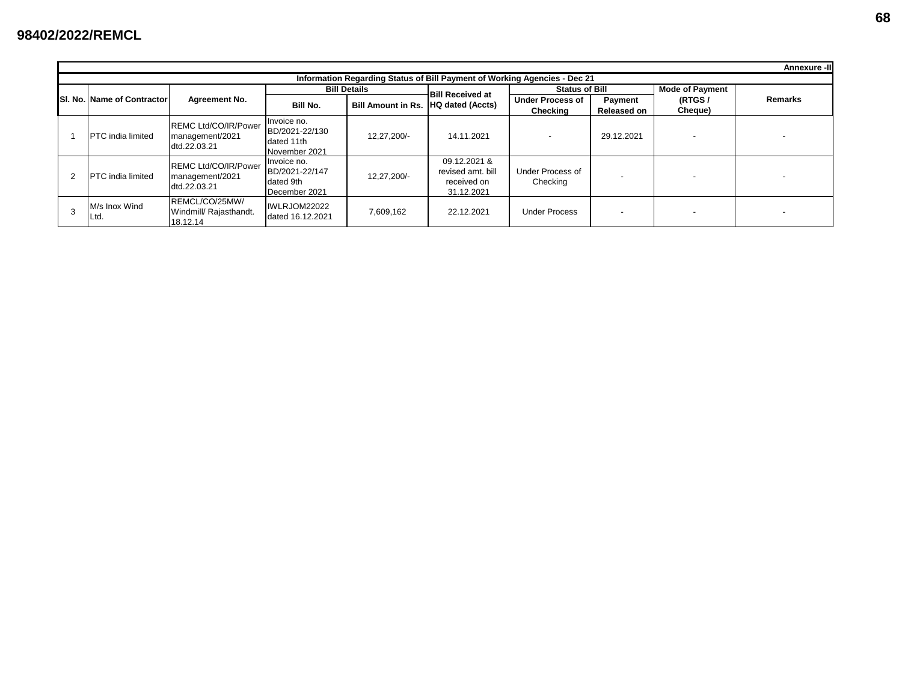98402/2022/REMCL

**Annexure -II**

**Information Regarding Status of Bill Payment of Working Agencies - Dec 21**

| Sl. No. | Name of Contractor | Agreement No. | Bill Details | | Bill Received at HQ dated (Accts) | Status of Bill | | Mode of Payment (RTGS / Cheque) | Remarks |
|---|---|---|---|---|---|---|---|---|---|
| | | | Bill No. | Bill Amount in Rs. | | Under Process of Checking | Payment Released on | | |
| 1 | PTC india limited | REMC Ltd/CO/IR/Power management/2021 dtd.22.03.21 | Invoice no. BD/2021-22/130 dated 11th November 2021 | 12,27,200/- | 14.11.2021 | - | 29.12.2021 | - | - |
| 2 | PTC india limited | REMC Ltd/CO/IR/Power management/2021 dtd.22.03.21 | Invoice no. BD/2021-22/147 dated 9th December 2021 | 12,27,200/- | 09.12.2021 & revised amt. bill received on 31.12.2021 | Under Process of Checking | - | - | - |
| 3 | M/s Inox Wind Ltd. | REMCL/CO/25MW/ Windmill/ Rajasthandt. 18.12.14 | IWLRJOM22022 dated 16.12.2021 | 7,609,162 | 22.12.2021 | Under Process | - | - | - |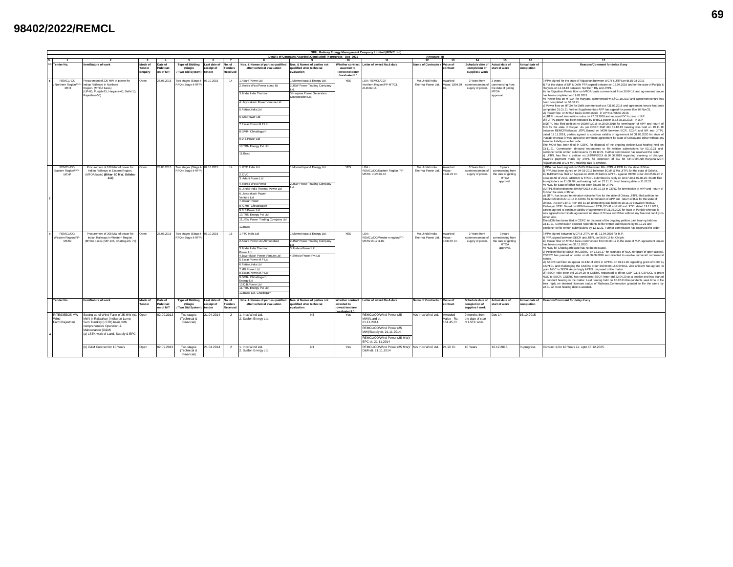# 98402/2022/REMCL

**SBU: Railway Energy Management Company Limited (REMC Ltd)**

**Details of Contracts Awarded /Concluded/ in progress - Dec 2021** — Annexure -III

| S. no | Tender No. | Item/Nature of work | Mode of Tender Enquiry | Date of Publication of NIT | Type of Bidding (Single / Two Bid System) | Last date of receipt of tender | No. of Tenders Received | Nos. & Names of parties qualified after technical evaluation | Nos. & Names of parties not qualified after technical evaluation | Whether contract awarded to lowest tenderer / evaluated L1 | Letter of award No.& date | Name of Contractor | Value of contract | Schedule date of completion of supplies / work | Actual date of start of work | Actual date of completion | Reasons/Comment for delay if any |
|---|---|---|---|---|---|---|---|---|---|---|---|---|---|---|---|---|---|
| | 1 | 2 | 3 | 4 | 5 | 6 | 7 | 8 | 9 | 10 | 11 | 12 | 13 | 14 | 15 | 16 | 17 |
| 1 | REMCL/ CO / Northern Region/PP-MT/3 | Procurement of 220 MW of power for Indian Railways in Northern Region. (MTOA basis) (UP-85, Punjab-25, Haryana-40, Delhi-15, Rajasthan-55) | Open | 28.05.2015 | Two stages (Stage I-RFQ) (Stage II-RFP) | 07.10.2015 | 14 | 1.Adani Power Ltd<br>2. Korba West Power comp ltd<br>3.Jindal India Thermal<br>4. Jayprakash Power Venture Ltd<br>5.Rattan.India.Ltd<br>6. MB.Power Ltd<br>7.Essar.Power.M.P Ltd<br>8.GMR- Chhattisgarh<br>9.D.B.Power Ltd<br>10.TRN Energy Pvt Ltd<br>11.Balco | 1.Monnet Ispat & Energy Ltd.<br>2.JSW Power Trading Company Ltd.<br>3.Haryana Power Generation Coorporation Ltd. | YES | LOA:-REMCL/CO/ Northern Region/PP-MT/03. dt.26.02.16 | M/s Jindal India Thermal Power Ltd. | Awarded Value: 1894.59 Cr. | 3 Years from commencement of supply of power. | 3 years commencing from the date of getting MTOA approval. | | i) PPA signed for the state of Rajasthan between WCR & JITPLon dt.15-03-2016.<br>ii) For the states of UP & Delhi PPA signed between on 13.04.2016 and for the state of Punjab & Haryana on 12.04.16 between Northern Rly and JITPL.<br>iii) In Rajasthan Power flow on MTOA basis commenced from 20.04.17 and agreement tenure has been completed on 19.01.2021.<br>iv) Power flow on MTOA for Haryana commenced w.e.f 01.10.2017 and agreement tenure has been completed on 30.06.21.<br>v) Power flow on MTOA for Delhi commenced w.e.f 31.03.2018 and agreement tenure has been completed 31.01.21.Further Supplementary APP has signed for power flow till Nov'21.<br>vi) Power flow on MTOA basis commenced in UP w.e.f 08.07.2018.<br>vii)JITPL issued termination notice on 27.09.2018 and reduced DC to zero in U.P<br>viii) JITPL power has been replaced by BRBCL power w.e.f 28.10.2018 in U.P.<br>ix)JITPL has filed petition no-303/MP/2018 dt.28.09.2018 for termination of APP and return of B.G for the state of Punjab. As per CERC RoP dtd 31.10.19 meeting was held on 19.11.19 between REMCl/Railways/ JITPL.Based on MOM between ECR, ECoR and NR and JITPL dated 19.11.2019, parties agreed to continue validity of agreement till 31.03.2020 for state of Punjab whereas it was agreed to terminate agreement for state of Orissa and Bihar without any financial liability on either side.<br>The MOM has been filed in CERC for disposal of the ongoing petition.Last hearing held on 23.11.21. Commission directed repondents to file written submissions by 03.12.21 and petitioner to file written submissions by 13.12.21. Further commission has reserved the order.<br>x) JITPL has filed a petition no.183/MP/2019 dt.26.06.2019 regarding claiming of charges towards payment made by JITPL for extension of BG for NR-Delhi,NR-Haryana,WCR-Rajasthan and WCR-MP. Hearing date is awaited. |
| 2 | REMCL/CO/ Eastern Region/PP-MT/4* | Procurement of 160 MW of power for Indian Railways in Eastern Region. (MTOA basis) **(Bihar- 50 MW, Odisha-110)** | Open | 28.05.2015 | Two stages (Stage I-RFQ) (Stage II-RFP) | 07.10.2015 | 14 | 1.PTC India Ltd<br>2. DVC<br>3. Adani Power Ltd<br>4. Korba West Power<br>5. Jindal India Thermal Power Ltd<br>6. Jayprakash Power Venture Ltd<br>7. Essar Power<br>8. GMR- Chhattisgarh<br>9.D.B.Power Ltd<br>10.TRN Energy Pvt Ltd<br>11.JSW Power Trading Company Ltd<br>12.Balco | 1.Monnet Ispat & Energy Ltd.<br>2.JSW Power Trading Company Ltd | YES | LOA:- REMCL/CO/Eastern Region /PP-MT/04. dt.25.02.16 | M/s Jindal India Thermal Power Ltd. | Awarded Value:- 1242.21 Cr. | 3 Years from commencement of supply of power. | 3 years commencing from the date of getting MTOA approval. | - | i) PPA has been signed on 15-03-16 between M/s JITPL & ECR for the state of Bihar.<br>ii) PPA has been signed on 04-03-2016 between ECoR & M/s JITPL for the state of Odisha.<br>iii) IR/ECoR has filed an Appeal on 10.06.20 before APTEL against OERC order dtd 25.02.20 in Case no.55 of 2016. GRIDCO & TPCDL submitted its reply on 02.07.20 & 07.08.20. ECoR filed its rejoinders on 11.08.20.Last hearing held on 22.11.21. Next hearing date is 11.02.22.<br>iv) NOC for State of Bihar has not been issued for JITPL.<br>v)JITPL filed petition no-304/MP/2018 dt.07.10.18 in CERC for termination of APP and return of B.G for the state of Bihar.<br>vi) JITPL has issued termination notice to Rlys for the state of Orissa. JITPL filed petition no-339/MP/2018 dt.27.10.18 in CERC for termination of APP and return of B.G for the state of Orissa. As per CERC RoP dtd 31.10.19 meeting was held on 19.11.19 between REMCL/ Railways/ JITPL.Based on MOM between ECR, ECoR and NR and JITPL dated 19.11.2019, parties agreed to continue validity of agreement till 31.03.2020 for state of Punjab whereas it was agreed to terminate agreement for state of Orissa and Bihar without any financial liability on either side.<br>The MOM has been filed in CERC for disposal of the ongoing petition.Last hearing held on 23.11.21. Commission directed repondents to file written submissions by 03.12.21 and petitioner to file written submissions by 13.12.21. Further commission has reserved the order. |
| 3 | REMCL/CO/ Western Region/PP-MT/02 | Procurement of 205 MW of power for Indian Railways in Western Region. (MTOA basis) (MP-135, Chattisgarh- 70) | Open | 28.05.2015 | Two stages (Stage I-RFQ) (Stage II-RFP) | 07.10.2015 | 16 | 1.PTC India Ltd<br>2.Adani Power Ltd,Ahmedabad<br>3.Jindal India Thermal Power Ltd<br>4.Jayprakash Power Venture Ltd<br>5.Essar Power M.P.Ltd<br>6.Rattan.India.Ltd<br>7.MB.Power Ltd<br>8.Essar.Power.M.P Ltd<br>9.GMR- Chhattisgarh Energy Ltd<br>10.D.B.Power Ltd<br>11.TRN Energy Pvt Ltd<br>12.Balco Ltd, Chattisgarh | 1.Monnet Ispat & Energy Ltd.<br>2.JSW Power Trading Company Ltd<br>3.Jhabua Power Ltd<br>4.Shirpur Power Pvt Ltd | YES | LOA:- REMCL/CO/Wester n region/PT-MT/02 dt.17.3.16. | M/s Jindal India Thermal Power Ltd. | Awarded Value:- 1630.67 Cr. | 3 Years from commencement of supply of power. | 3 years commencing from the date of getting MTOA approval. | - | i) PPA signed between WCR & JITPL on dt. 11.04.2016 for M.P.<br>ii) PPA signed between SECR and JITPL on 08.04.16 for Ch'grh.<br>iii) Power flow on MTOA basis commenced from 01.04.17 in the state of M.P. agreement tenure has been completed on 31.12.2020.<br>iv) NOC for Chattisgarh state has not been issued.<br>v) Petition filed by SECR in CSERC on 12.10.17 for issunace of NOC for grant of open access. CSERC has passed an order on dt.06.06.2018 and directed to resolve technical/ commercial issues.<br>vi) SECR had filed an appeal no.132 of 2019 in APTEL on 01.11.18 regarding grant of NOC by CSPTCL and challenging the CSERC order dtd 06.06.18.CSPDCL vide affidavit has agreed to grant NOC to SECR.Accordingly APTEL disposed of the matter.<br>vii) SECR vide letter dtd 22.04.20 to CSERC requested to direct CSPTCL & CSPDCL to grant NOC to SECR. CSERC has considered SECR letter dtd 22.04.20 as a petition and has started to conduct hearing in the matter. Last hearing held on 10.12.21.Respondents seek time to file their reply on deemed licensee status of Railways.Commission granted to file the same by 22.01.22. Next hearing date is awaited. |
| | **Tender No.** | **Item/Nature of work** | **Mode of Tender** | **Date of Publication of NIT** | **Type of Bidding (Single / Two Bid System)** | **Last date of receipt of tender** | **No. of Tenders Received** | **Nos. & Names of parties qualified after technical evaluation** | **Nos. & Names of parties not qualified after technical evaluation** | **Whether contract awarded to lowest tenderer / evaluated L1** | **Letter of award No.& date** | **Name of Contractor** | **Value of contract** | **Schedule date of completion of supplies / work** | **Actual date of start of work** | **Actual date of completion** | **Reasons/Comment for delay if any** |
| 4 | RITES/EE/25 MW Wind Farm/Rajasthan | Setting up of Wind Farm of 25 MW (±1 MW) in Rajasthan (India) on Lump Sum Turnkey (LSTK) basis with comprehensive Operation & Maintanance (O&M)<br>(a) LSTK work of Land, Supply & EPC | Open | 02.09.2013 | Two stages (Technical & Financial) | 21.04.2014 | 2 | 1. Inox Wind Ltd.<br>2. Suzlon Energy Ltd. | Nil | Yes | REMCL/CO/Wind Power (25 MW)/Land dt. 21.11.2014<br>REMCL/CO/Wind Power (25 MW)/Supply dt. 21.11.2014<br>REMCL/CO/Wind Power (25 MW)/ EPC dt. 21.11.2014 | M/s Inox Wind Ltd. | Awarded Value - Rs. 151.45 Cr. | 9 months from the date of start of LSTK work. | Dec-14 | 16.10.2015 | - |
| | | (b) O&M Contract for 10 Years | Open | 02.09.2013 | Two stages (Technical & Financial) | 21.04.2014 | 2 | 1. Inox Wind Ltd.<br>2. Suzlon Energy Ltd. | Nil | Yes | REMCL/CO/Wind Power (25 MW)/ O&M dt. 21.11.2014 | M/s Inox Wind Ltd. | 24.90 Cr. | 10 Years | 16.12.2015 | In-progress | Contract is for 10 Years i.e. upto 15.12.2025. |